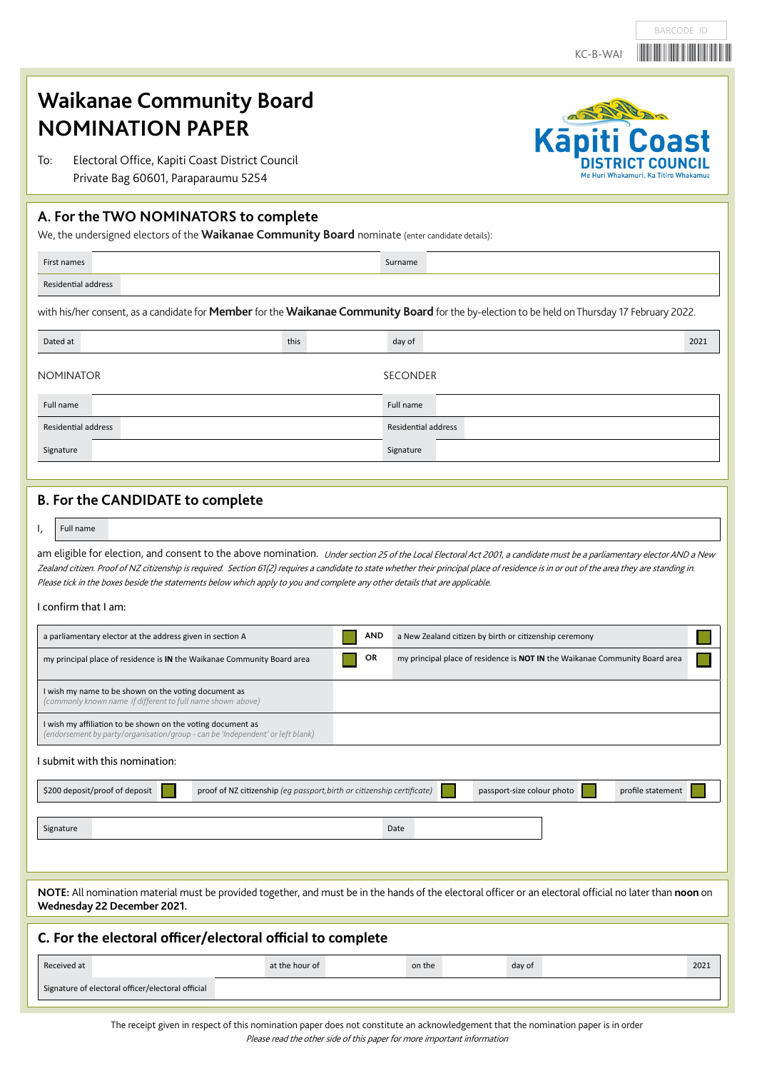BARCODE ID

KC-B-WAI

# Waikanae Community Board NOMINATION PAPER

To: Electoral Office, Kapiti Coast District Council
Private Bag 60601, Paraparaumu 5254

Kāpiti Coast DISTRICT COUNCIL
Me Huri Whakamuri, Ka Titiro Whakamua

## A. For the TWO NOMINATORS to complete

We, the undersigned electors of the **Waikanae Community Board** nominate (enter candidate details):

| First names | | Surname | |
|---|---|---|---|
| Residential address | | | |

with his/her consent, as a candidate for **Member** for the **Waikanae Community Board** for the by-election to be held on Thursday 17 February 2022.

| Dated at | | this | | day of | | 2021 |
|---|---|---|---|---|---|---|

| NOMINATOR | | SECONDER | |
|---|---|---|---|
| Full name | | Full name | |
| Residential address | | Residential address | |
| Signature | | Signature | |

## B. For the CANDIDATE to complete

I, Full name ______

am eligible for election, and consent to the above nomination. *Under section 25 of the Local Electoral Act 2001, a candidate must be a parliamentary elector AND a New Zealand citizen. Proof of NZ citizenship is required. Section 61(2) requires a candidate to state whether their principal place of residence is in or out of the area they are standing in. Please tick in the boxes beside the statements below which apply to you and complete any other details that are applicable.*

I confirm that I am:

| | | | | |
|---|---|---|---|---|
| a parliamentary elector at the address given in section A | ☐ | **AND** | a New Zealand citizen by birth or citizenship ceremony | ☐ |
| my principal place of residence is **IN** the Waikanae Community Board area | ☐ | **OR** | my principal place of residence is **NOT IN** the Waikanae Community Board area | ☐ |
| I wish my name to be shown on the voting document as *(commonly known name if different to full name shown above)* | | | | |
| I wish my affiliation to be shown on the voting document as *(endorsement by party/organisation/group - can be 'Independent' or left blank)* | | | | |

I submit with this nomination:

| $200 deposit/proof of deposit ☐ | proof of NZ citizenship *(eg passport, birth or citizenship certificate)* ☐ | passport-size colour photo ☐ | profile statement ☐ |
|---|---|---|---|

| Signature | | Date | |
|---|---|---|---|

**NOTE:** All nomination material must be provided together, and must be in the hands of the electoral officer or an electoral official no later than **noon** on **Wednesday 22 December 2021.**

## C. For the electoral officer/electoral official to complete

| Received at | | at the hour of | | on the | | day of | | 2021 |
|---|---|---|---|---|---|---|---|---|
| Signature of electoral officer/electoral official | | | | | | | | |

The receipt given in respect of this nomination paper does not constitute an acknowledgement that the nomination paper is in order

*Please read the other side of this paper for more important information*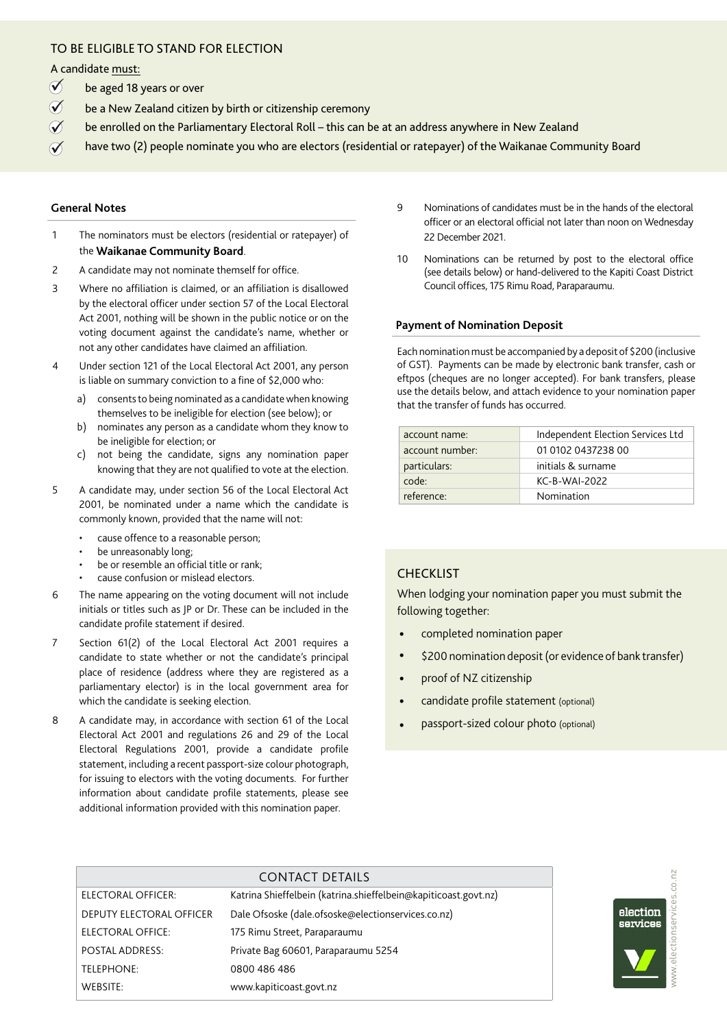## TO BE ELIGIBLE TO STAND FOR ELECTION

A candidate must:

- be aged 18 years or over
- be a New Zealand citizen by birth or citizenship ceremony
- be enrolled on the Parliamentary Electoral Roll – this can be at an address anywhere in New Zealand
- have two (2) people nominate you who are electors (residential or ratepayer) of the Waikanae Community Board

### General Notes

1. The nominators must be electors (residential or ratepayer) of the **Waikanae Community Board**.
2. A candidate may not nominate themself for office.
3. Where no affiliation is claimed, or an affiliation is disallowed by the electoral officer under section 57 of the Local Electoral Act 2001, nothing will be shown in the public notice or on the voting document against the candidate's name, whether or not any other candidates have claimed an affiliation.
4. Under section 121 of the Local Electoral Act 2001, any person is liable on summary conviction to a fine of $2,000 who:
   a) consents to being nominated as a candidate when knowing themselves to be ineligible for election (see below); or
   b) nominates any person as a candidate whom they know to be ineligible for election; or
   c) not being the candidate, signs any nomination paper knowing that they are not qualified to vote at the election.
5. A candidate may, under section 56 of the Local Electoral Act 2001, be nominated under a name which the candidate is commonly known, provided that the name will not:
   - cause offence to a reasonable person;
   - be unreasonably long;
   - be or resemble an official title or rank;
   - cause confusion or mislead electors.
6. The name appearing on the voting document will not include initials or titles such as JP or Dr. These can be included in the candidate profile statement if desired.
7. Section 61(2) of the Local Electoral Act 2001 requires a candidate to state whether or not the candidate's principal place of residence (address where they are registered as a parliamentary elector) is in the local government area for which the candidate is seeking election.
8. A candidate may, in accordance with section 61 of the Local Electoral Act 2001 and regulations 26 and 29 of the Local Electoral Regulations 2001, provide a candidate profile statement, including a recent passport-size colour photograph, for issuing to electors with the voting documents. For further information about candidate profile statements, please see additional information provided with this nomination paper.
9. Nominations of candidates must be in the hands of the electoral officer or an electoral official not later than noon on Wednesday 22 December 2021.
10. Nominations can be returned by post to the electoral office (see details below) or hand-delivered to the Kapiti Coast District Council offices, 175 Rimu Road, Paraparaumu.

### Payment of Nomination Deposit

Each nomination must be accompanied by a deposit of $200 (inclusive of GST). Payments can be made by electronic bank transfer, cash or eftpos (cheques are no longer accepted). For bank transfers, please use the details below, and attach evidence to your nomination paper that the transfer of funds has occurred.

| | |
|---|---|
| account name: | Independent Election Services Ltd |
| account number: | 01 0102 0437238 00 |
| particulars: | initials & surname |
| code: | KC-B-WAI-2022 |
| reference: | Nomination |

### CHECKLIST

When lodging your nomination paper you must submit the following together:

- completed nomination paper
- $200 nomination deposit (or evidence of bank transfer)
- proof of NZ citizenship
- candidate profile statement (optional)
- passport-sized colour photo (optional)

| CONTACT DETAILS | |
|---|---|
| ELECTORAL OFFICER: | Katrina Shieffelbein (katrina.shieffelbein@kapiticoast.govt.nz) |
| DEPUTY ELECTORAL OFFICER | Dale Ofsoske (dale.ofsoske@electionservices.co.nz) |
| ELECTORAL OFFICE: | 175 Rimu Street, Paraparaumu |
| POSTAL ADDRESS: | Private Bag 60601, Paraparaumu 5254 |
| TELEPHONE: | 0800 486 486 |
| WEBSITE: | www.kapiticoast.govt.nz |

election services

www.electionservices.co.nz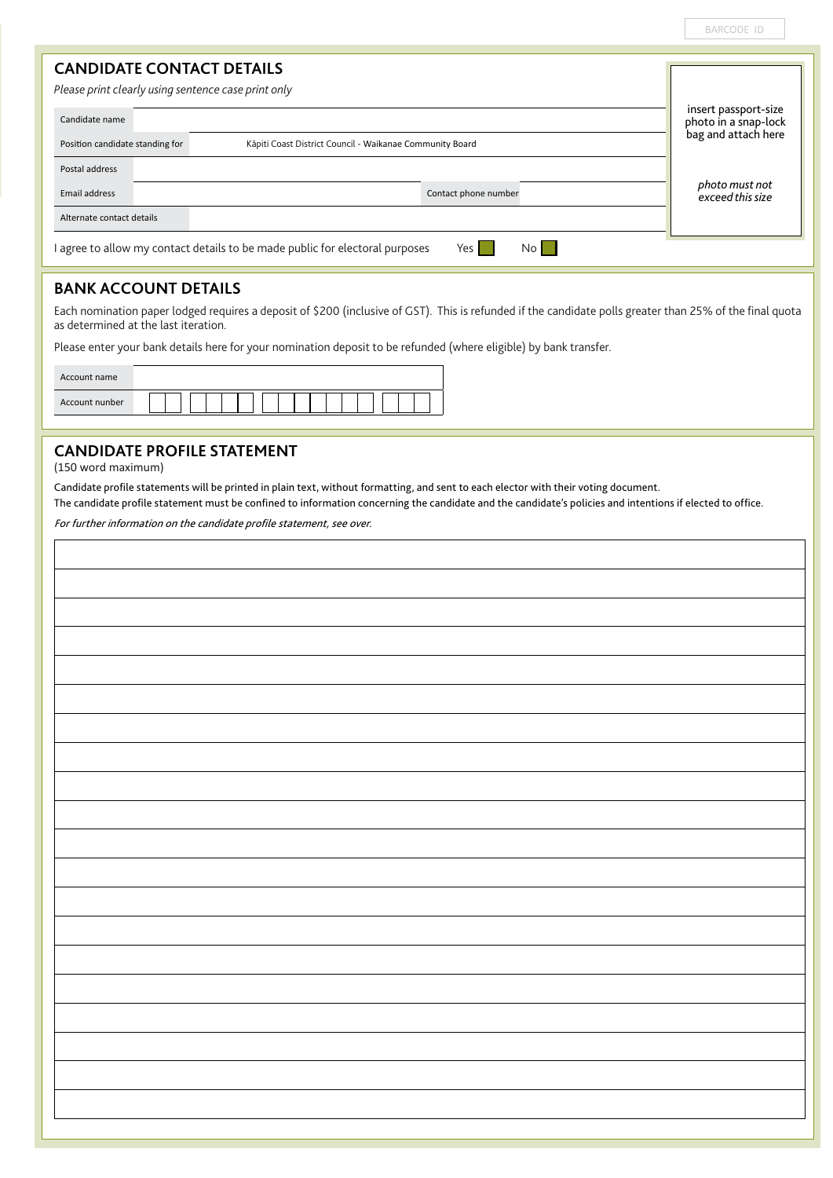BARCODE ID

## CANDIDATE CONTACT DETAILS

*Please print clearly using sentence case print only*

| Field | |
|---|---|
| Candidate name | |
| Position candidate standing for | Kāpiti Coast District Council - Waikanae Community Board |
| Postal address | |
| Email address | |
| Contact phone number | |
| Alternate contact details | |

insert passport-size photo in a snap-lock bag and attach here

*photo must not exceed this size*

I agree to allow my contact details to be made public for electoral purposes Yes ☐ No ☐

## BANK ACCOUNT DETAILS

Each nomination paper lodged requires a deposit of $200 (inclusive of GST). This is refunded if the candidate polls greater than 25% of the final quota as determined at the last iteration.

Please enter your bank details here for your nomination deposit to be refunded (where eligible) by bank transfer.

| Field | |
|---|---|
| Account name | |
| Account nunber | ☐☐ ☐☐☐☐ ☐☐☐☐☐☐☐ ☐☐☐ |

## CANDIDATE PROFILE STATEMENT

(150 word maximum)

Candidate profile statements will be printed in plain text, without formatting, and sent to each elector with their voting document.

The candidate profile statement must be confined to information concerning the candidate and the candidate's policies and intentions if elected to office.

*For further information on the candidate profile statement, see over.*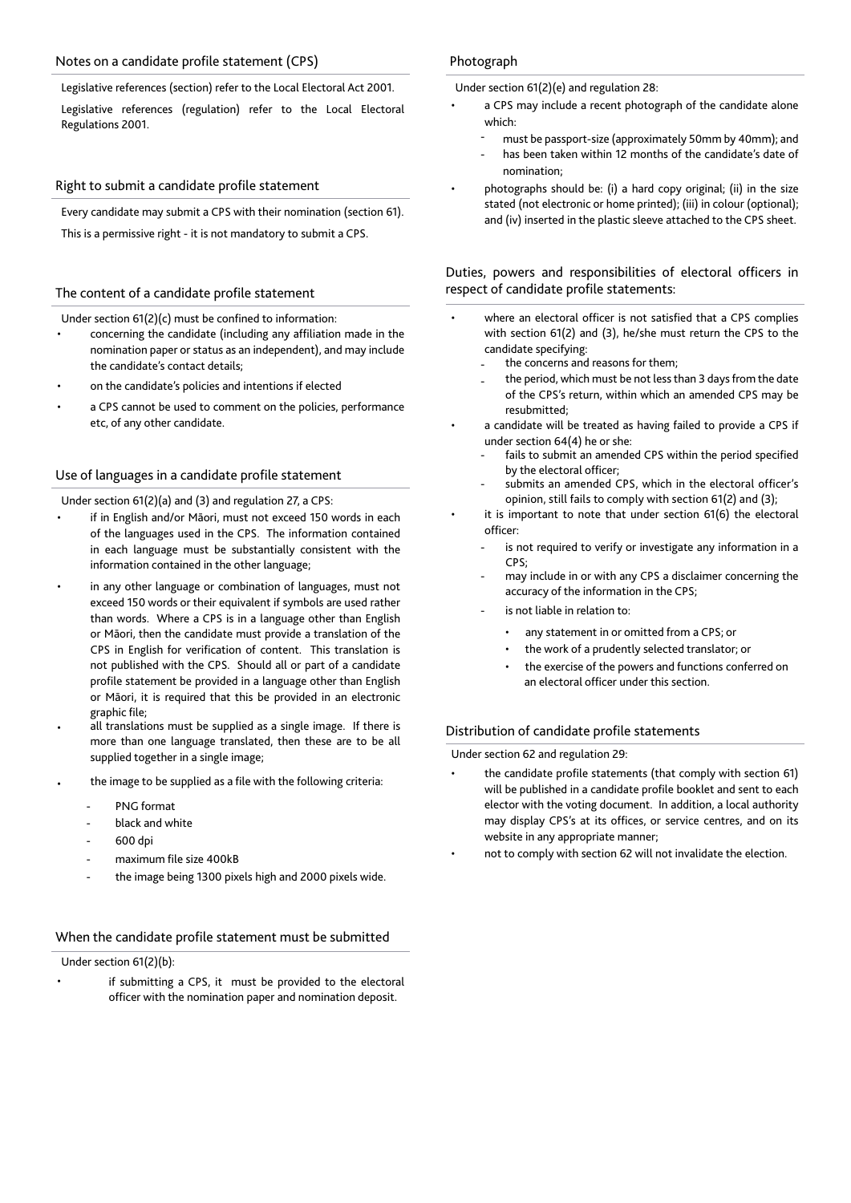## Notes on a candidate profile statement (CPS)

Legislative references (section) refer to the Local Electoral Act 2001.

Legislative references (regulation) refer to the Local Electoral Regulations 2001.

## Right to submit a candidate profile statement

Every candidate may submit a CPS with their nomination (section 61).

This is a permissive right - it is not mandatory to submit a CPS.

## The content of a candidate profile statement

Under section 61(2)(c) must be confined to information:

- concerning the candidate (including any affiliation made in the nomination paper or status as an independent), and may include the candidate's contact details;
- on the candidate's policies and intentions if elected
- a CPS cannot be used to comment on the policies, performance etc, of any other candidate.

## Use of languages in a candidate profile statement

Under section 61(2)(a) and (3) and regulation 27, a CPS:

- if in English and/or Māori, must not exceed 150 words in each of the languages used in the CPS. The information contained in each language must be substantially consistent with the information contained in the other language;
- in any other language or combination of languages, must not exceed 150 words or their equivalent if symbols are used rather than words. Where a CPS is in a language other than English or Māori, then the candidate must provide a translation of the CPS in English for verification of content. This translation is not published with the CPS. Should all or part of a candidate profile statement be provided in a language other than English or Māori, it is required that this be provided in an electronic graphic file;
- all translations must be supplied as a single image. If there is more than one language translated, then these are to be all supplied together in a single image;
- the image to be supplied as a file with the following criteria:
  - PNG format
  - black and white
  - 600 dpi
  - maximum file size 400kB
  - the image being 1300 pixels high and 2000 pixels wide.

## When the candidate profile statement must be submitted

Under section 61(2)(b):

- if submitting a CPS, it must be provided to the electoral officer with the nomination paper and nomination deposit.

## Photograph

Under section 61(2)(e) and regulation 28:

- a CPS may include a recent photograph of the candidate alone which:
  - must be passport-size (approximately 50mm by 40mm); and
  - has been taken within 12 months of the candidate's date of nomination;
- photographs should be: (i) a hard copy original; (ii) in the size stated (not electronic or home printed); (iii) in colour (optional); and (iv) inserted in the plastic sleeve attached to the CPS sheet.

## Duties, powers and responsibilities of electoral officers in respect of candidate profile statements:

- where an electoral officer is not satisfied that a CPS complies with section 61(2) and (3), he/she must return the CPS to the candidate specifying:
  - the concerns and reasons for them;
  - the period, which must be not less than 3 days from the date of the CPS's return, within which an amended CPS may be resubmitted;
- a candidate will be treated as having failed to provide a CPS if under section 64(4) he or she:
  - fails to submit an amended CPS within the period specified by the electoral officer;
  - submits an amended CPS, which in the electoral officer's opinion, still fails to comply with section 61(2) and (3);
- it is important to note that under section 61(6) the electoral officer:
  - is not required to verify or investigate any information in a CPS;
  - may include in or with any CPS a disclaimer concerning the accuracy of the information in the CPS;
  - is not liable in relation to:
    - any statement in or omitted from a CPS; or
    - the work of a prudently selected translator; or
    - the exercise of the powers and functions conferred on an electoral officer under this section.

## Distribution of candidate profile statements

Under section 62 and regulation 29:

- the candidate profile statements (that comply with section 61) will be published in a candidate profile booklet and sent to each elector with the voting document. In addition, a local authority may display CPS's at its offices, or service centres, and on its website in any appropriate manner;
- not to comply with section 62 will not invalidate the election.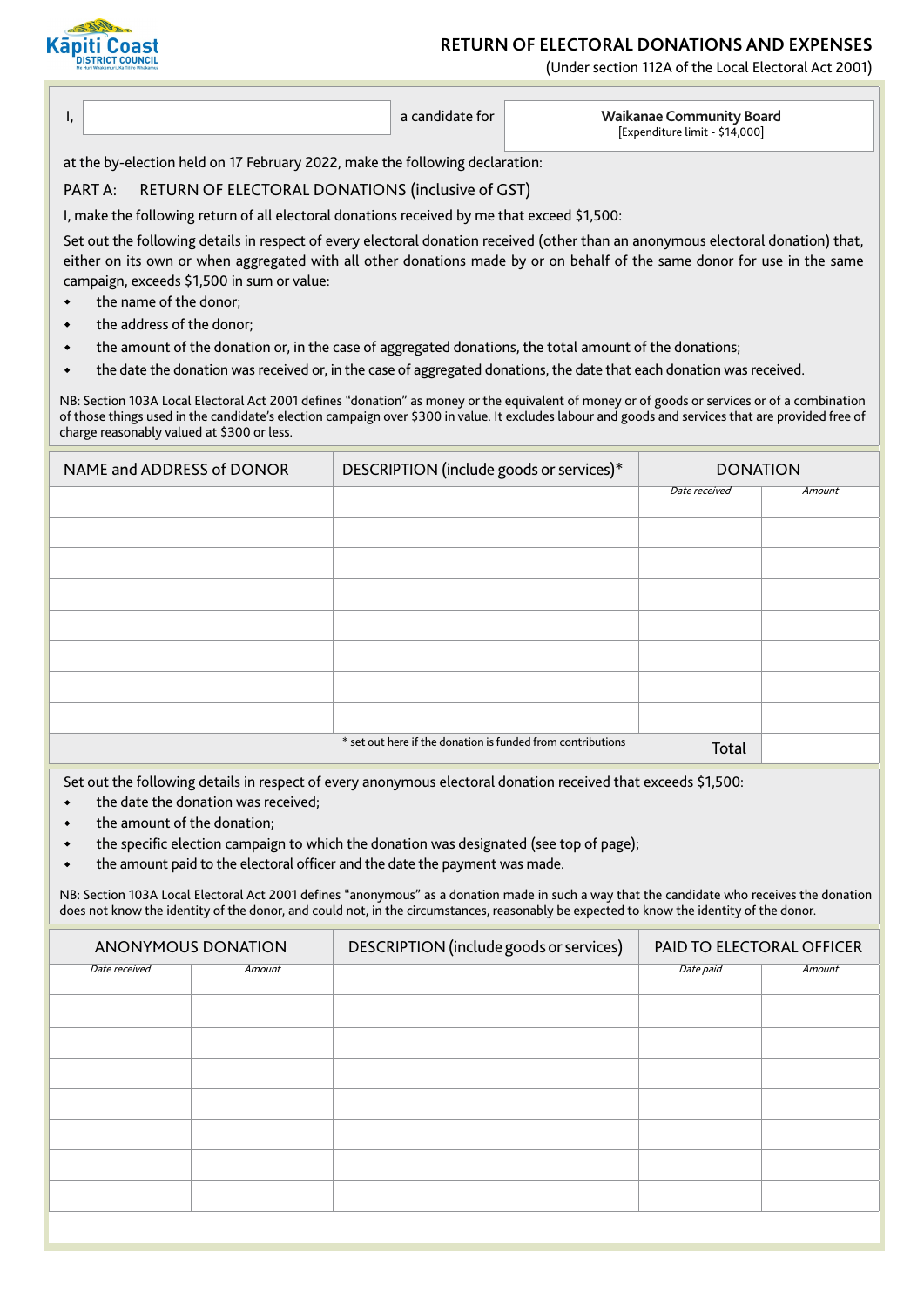Kāpiti Coast DISTRICT COUNCIL

# RETURN OF ELECTORAL DONATIONS AND EXPENSES

(Under section 112A of the Local Electoral Act 2001)

| I, | | a candidate for | **Waikanae Community Board** [Expenditure limit - $14,000] |
|---|---|---|---|

at the by-election held on 17 February 2022, make the following declaration:

## PART A: RETURN OF ELECTORAL DONATIONS (inclusive of GST)

I, make the following return of all electoral donations received by me that exceed $1,500:

Set out the following details in respect of every electoral donation received (other than an anonymous electoral donation) that, either on its own or when aggregated with all other donations made by or on behalf of the same donor for use in the same campaign, exceeds $1,500 in sum or value:

- the name of the donor;
- the address of the donor;
- the amount of the donation or, in the case of aggregated donations, the total amount of the donations;
- the date the donation was received or, in the case of aggregated donations, the date that each donation was received.

NB: Section 103A Local Electoral Act 2001 defines "donation" as money or the equivalent of money or of goods or services or of a combination of those things used in the candidate's election campaign over $300 in value. It excludes labour and goods and services that are provided free of charge reasonably valued at $300 or less.

| NAME and ADDRESS of DONOR | DESCRIPTION (include goods or services)* | DONATION | |
|---|---|---|---|
| | | *Date received* | *Amount* |
| | | | |
| | | | |
| | | | |
| | | | |
| | | | |
| | | | |
| | | | |
| | * set out here if the donation is funded from contributions | Total | |

Set out the following details in respect of every anonymous electoral donation received that exceeds $1,500:

- the date the donation was received;
- the amount of the donation;
- the specific election campaign to which the donation was designated (see top of page);
- the amount paid to the electoral officer and the date the payment was made.

NB: Section 103A Local Electoral Act 2001 defines "anonymous" as a donation made in such a way that the candidate who receives the donation does not know the identity of the donor, and could not, in the circumstances, reasonably be expected to know the identity of the donor.

| ANONYMOUS DONATION | | DESCRIPTION (include goods or services) | PAID TO ELECTORAL OFFICER | |
|---|---|---|---|---|
| *Date received* | *Amount* | | *Date paid* | *Amount* |
| | | | | |
| | | | | |
| | | | | |
| | | | | |
| | | | | |
| | | | | |
| | | | | |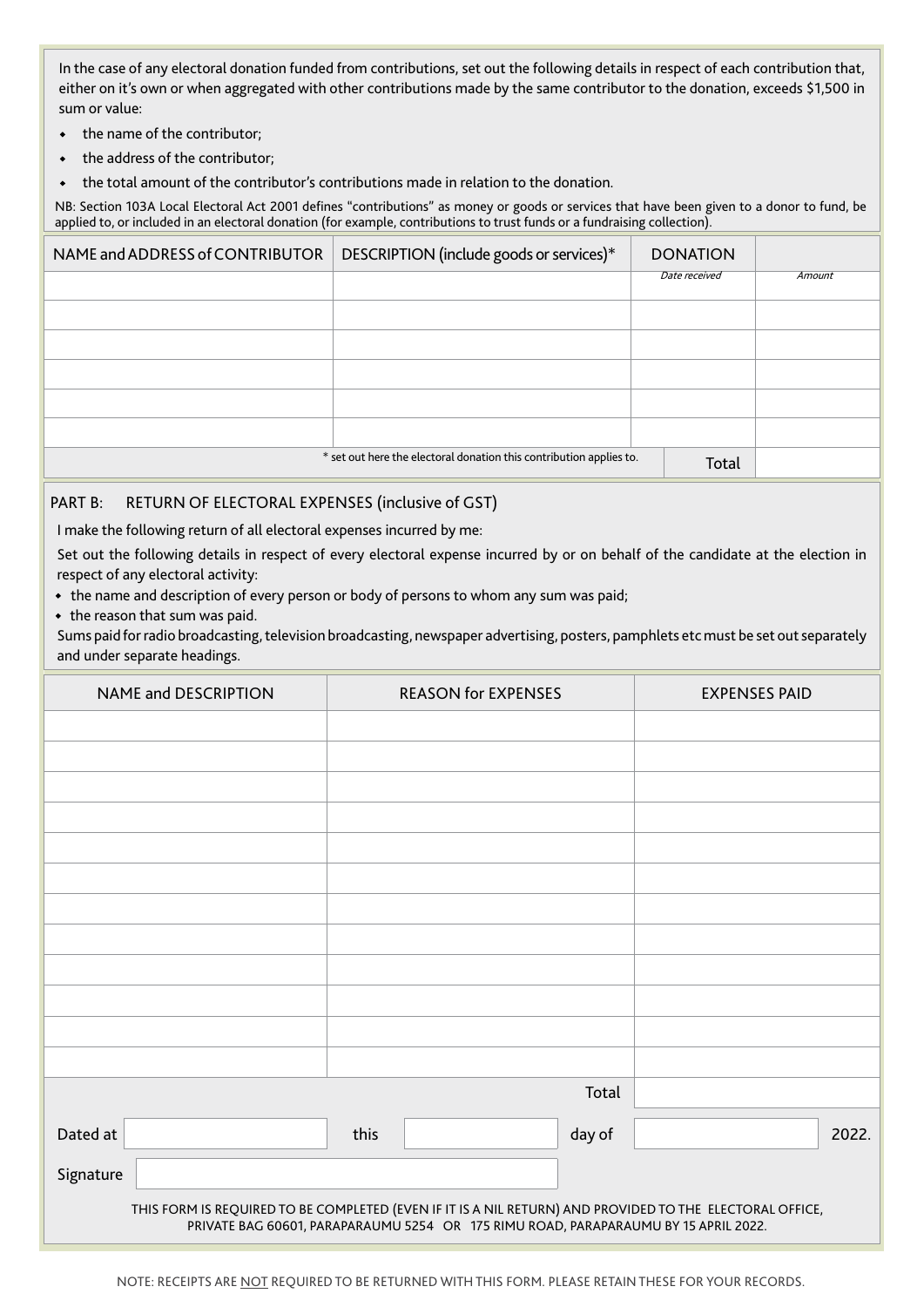In the case of any electoral donation funded from contributions, set out the following details in respect of each contribution that, either on it's own or when aggregated with other contributions made by the same contributor to the donation, exceeds $1,500 in sum or value:

- the name of the contributor;
- the address of the contributor;
- the total amount of the contributor's contributions made in relation to the donation.

NB: Section 103A Local Electoral Act 2001 defines "contributions" as money or goods or services that have been given to a donor to fund, be applied to, or included in an electoral donation (for example, contributions to trust funds or a fundraising collection).

| NAME and ADDRESS of CONTRIBUTOR | DESCRIPTION (include goods or services)* | DONATION | |
|---|---|---|---|
| | | *Date received* | *Amount* |
| | | | |
| | | | |
| | | | |
| | | | |
| | | | |
| * set out here the electoral donation this contribution applies to. | | Total | |

## PART B: RETURN OF ELECTORAL EXPENSES (inclusive of GST)

I make the following return of all electoral expenses incurred by me:

Set out the following details in respect of every electoral expense incurred by or on behalf of the candidate at the election in respect of any electoral activity:

- the name and description of every person or body of persons to whom any sum was paid;
- the reason that sum was paid.

Sums paid for radio broadcasting, television broadcasting, newspaper advertising, posters, pamphlets etc must be set out separately and under separate headings.

| NAME and DESCRIPTION | REASON for EXPENSES | EXPENSES PAID |
|---|---|---|
| | | |
| | | |
| | | |
| | | |
| | | |
| | | |
| | | |
| | | |
| | | |
| | | |
| | | |
| | | |
| | Total | |

Dated at ____________ this ____________ day of ____________ 2022.

Signature ____________

THIS FORM IS REQUIRED TO BE COMPLETED (EVEN IF IT IS A NIL RETURN) AND PROVIDED TO THE ELECTORAL OFFICE, PRIVATE BAG 60601, PARAPARAUMU 5254 OR 175 RIMU ROAD, PARAPARAUMU BY 15 APRIL 2022.

NOTE: RECEIPTS ARE NOT REQUIRED TO BE RETURNED WITH THIS FORM. PLEASE RETAIN THESE FOR YOUR RECORDS.